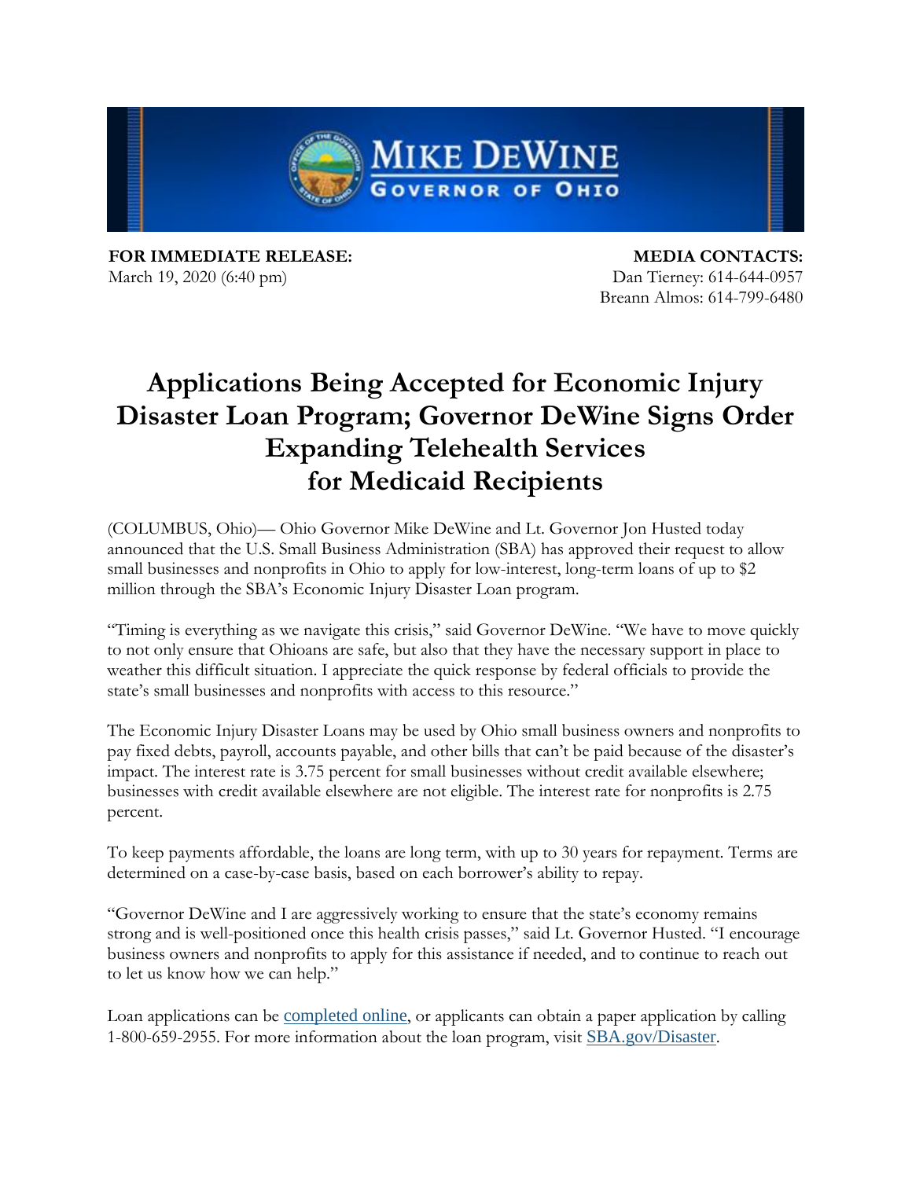**MIKE DEWINE**
**GOVERNOR OF OHIO**

**FOR IMMEDIATE RELEASE:**
March 19, 2020 (6:40 pm)

**MEDIA CONTACTS:**
Dan Tierney: 614-644-0957
Breann Almos: 614-799-6480

# Applications Being Accepted for Economic Injury Disaster Loan Program; Governor DeWine Signs Order Expanding Telehealth Services for Medicaid Recipients

(COLUMBUS, Ohio)— Ohio Governor Mike DeWine and Lt. Governor Jon Husted today announced that the U.S. Small Business Administration (SBA) has approved their request to allow small businesses and nonprofits in Ohio to apply for low-interest, long-term loans of up to $2 million through the SBA's Economic Injury Disaster Loan program.

"Timing is everything as we navigate this crisis," said Governor DeWine. "We have to move quickly to not only ensure that Ohioans are safe, but also that they have the necessary support in place to weather this difficult situation. I appreciate the quick response by federal officials to provide the state's small businesses and nonprofits with access to this resource."

The Economic Injury Disaster Loans may be used by Ohio small business owners and nonprofits to pay fixed debts, payroll, accounts payable, and other bills that can't be paid because of the disaster's impact. The interest rate is 3.75 percent for small businesses without credit available elsewhere; businesses with credit available elsewhere are not eligible. The interest rate for nonprofits is 2.75 percent.

To keep payments affordable, the loans are long term, with up to 30 years for repayment. Terms are determined on a case-by-case basis, based on each borrower's ability to repay.

"Governor DeWine and I are aggressively working to ensure that the state's economy remains strong and is well-positioned once this health crisis passes," said Lt. Governor Husted. "I encourage business owners and nonprofits to apply for this assistance if needed, and to continue to reach out to let us know how we can help."

Loan applications can be completed online, or applicants can obtain a paper application by calling 1-800-659-2955. For more information about the loan program, visit SBA.gov/Disaster.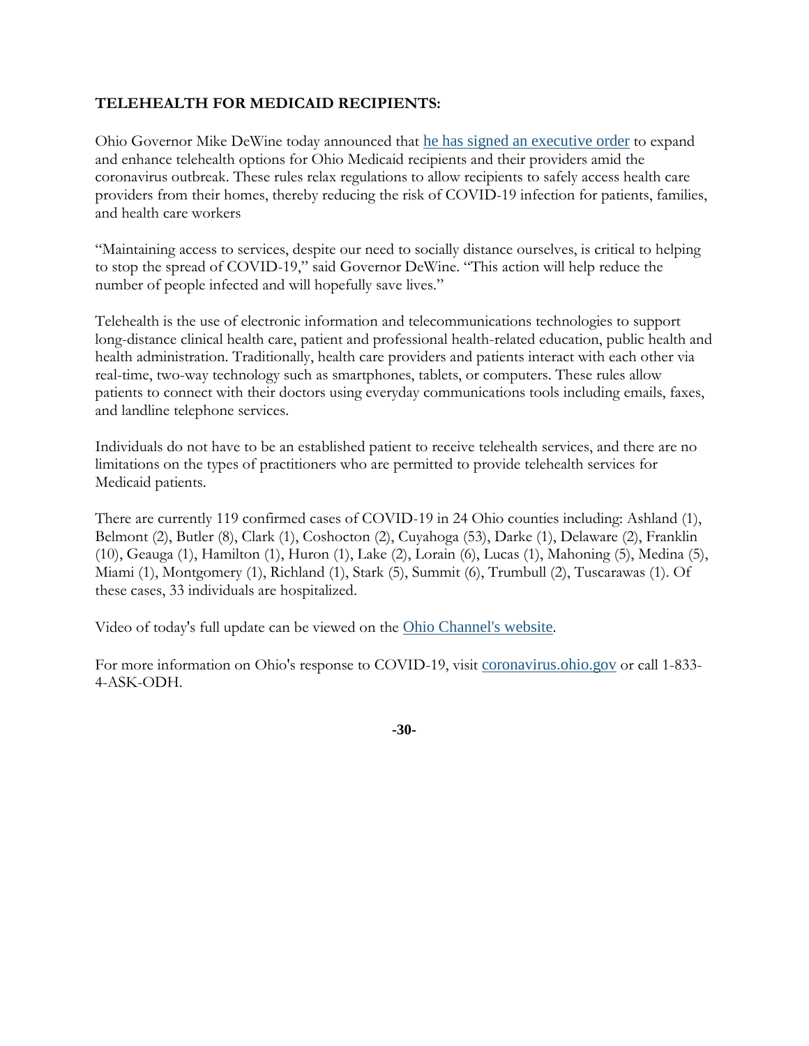**TELEHEALTH FOR MEDICAID RECIPIENTS:**

Ohio Governor Mike DeWine today announced that he has signed an executive order to expand and enhance telehealth options for Ohio Medicaid recipients and their providers amid the coronavirus outbreak. These rules relax regulations to allow recipients to safely access health care providers from their homes, thereby reducing the risk of COVID-19 infection for patients, families, and health care workers

"Maintaining access to services, despite our need to socially distance ourselves, is critical to helping to stop the spread of COVID-19," said Governor DeWine. "This action will help reduce the number of people infected and will hopefully save lives."

Telehealth is the use of electronic information and telecommunications technologies to support long-distance clinical health care, patient and professional health-related education, public health and health administration. Traditionally, health care providers and patients interact with each other via real-time, two-way technology such as smartphones, tablets, or computers. These rules allow patients to connect with their doctors using everyday communications tools including emails, faxes, and landline telephone services.

Individuals do not have to be an established patient to receive telehealth services, and there are no limitations on the types of practitioners who are permitted to provide telehealth services for Medicaid patients.

There are currently 119 confirmed cases of COVID-19 in 24 Ohio counties including: Ashland (1), Belmont (2), Butler (8), Clark (1), Coshocton (2), Cuyahoga (53), Darke (1), Delaware (2), Franklin (10), Geauga (1), Hamilton (1), Huron (1), Lake (2), Lorain (6), Lucas (1), Mahoning (5), Medina (5), Miami (1), Montgomery (1), Richland (1), Stark (5), Summit (6), Trumbull (2), Tuscarawas (1). Of these cases, 33 individuals are hospitalized.

Video of today's full update can be viewed on the Ohio Channel's website.

For more information on Ohio's response to COVID-19, visit coronavirus.ohio.gov or call 1-833-4-ASK-ODH.

**-30-**